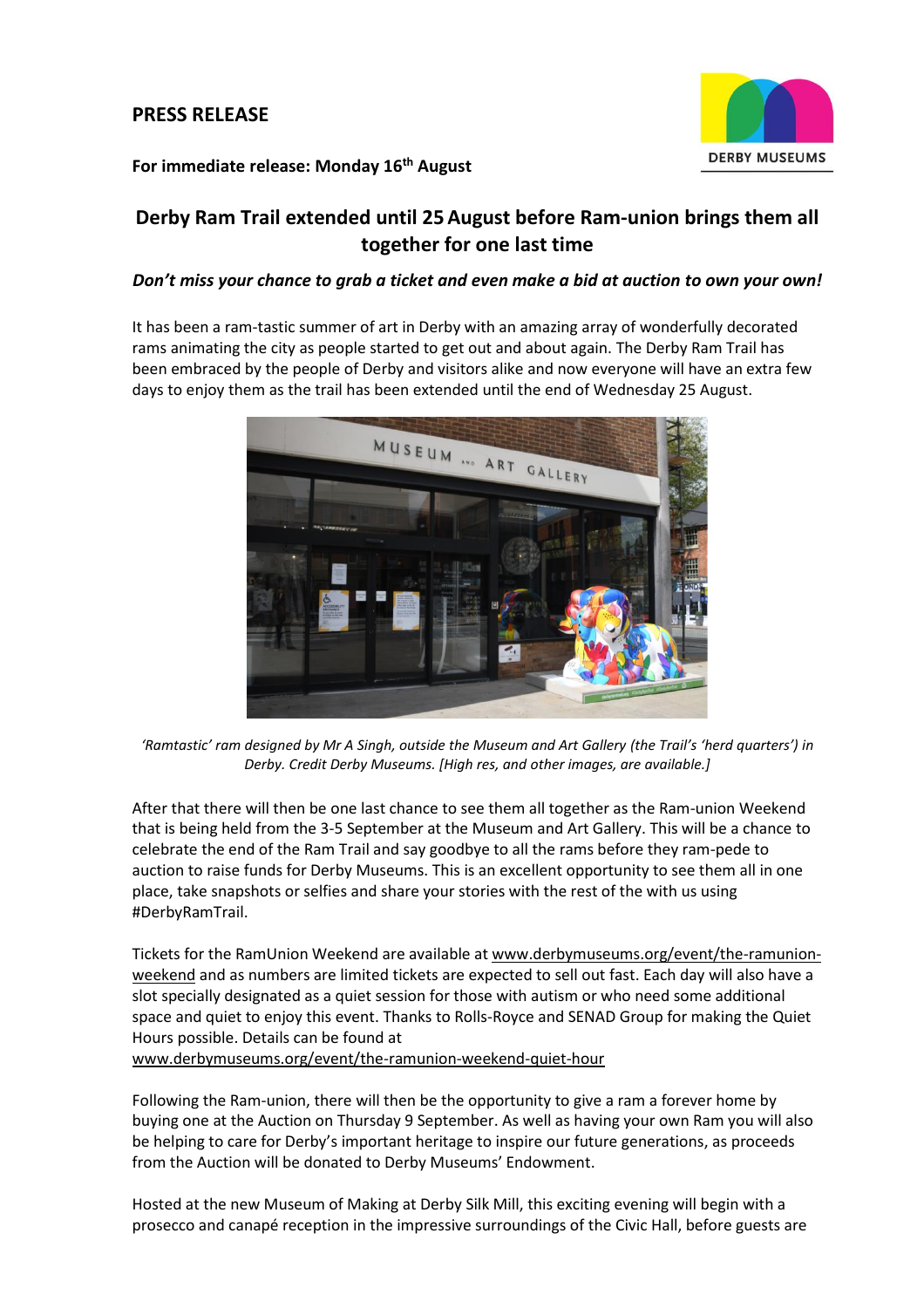**PRESS RELEASE**

**For immediate release: Monday 16th August**

## Derby Ram Trail extended until 25 August before Ram-union brings them all together for one last time

***Don't miss your chance to grab a ticket and even make a bid at auction to own your own!***

It has been a ram-tastic summer of art in Derby with an amazing array of wonderfully decorated rams animating the city as people started to get out and about again. The Derby Ram Trail has been embraced by the people of Derby and visitors alike and now everyone will have an extra few days to enjoy them as the trail has been extended until the end of Wednesday 25 August.

*'Ramtastic' ram designed by Mr A Singh, outside the Museum and Art Gallery (the Trail's 'herd quarters') in Derby. Credit Derby Museums. [High res, and other images, are available.]*

After that there will then be one last chance to see them all together as the Ram-union Weekend that is being held from the 3-5 September at the Museum and Art Gallery. This will be a chance to celebrate the end of the Ram Trail and say goodbye to all the rams before they ram-pede to auction to raise funds for Derby Museums. This is an excellent opportunity to see them all in one place, take snapshots or selfies and share your stories with the rest of the with us using #DerbyRamTrail.

Tickets for the RamUnion Weekend are available at www.derbymuseums.org/event/the-ramunion-weekend and as numbers are limited tickets are expected to sell out fast. Each day will also have a slot specially designated as a quiet session for those with autism or who need some additional space and quiet to enjoy this event. Thanks to Rolls-Royce and SENAD Group for making the Quiet Hours possible. Details can be found at www.derbymuseums.org/event/the-ramunion-weekend-quiet-hour

Following the Ram-union, there will then be the opportunity to give a ram a forever home by buying one at the Auction on Thursday 9 September. As well as having your own Ram you will also be helping to care for Derby's important heritage to inspire our future generations, as proceeds from the Auction will be donated to Derby Museums' Endowment.

Hosted at the new Museum of Making at Derby Silk Mill, this exciting evening will begin with a prosecco and canapé reception in the impressive surroundings of the Civic Hall, before guests are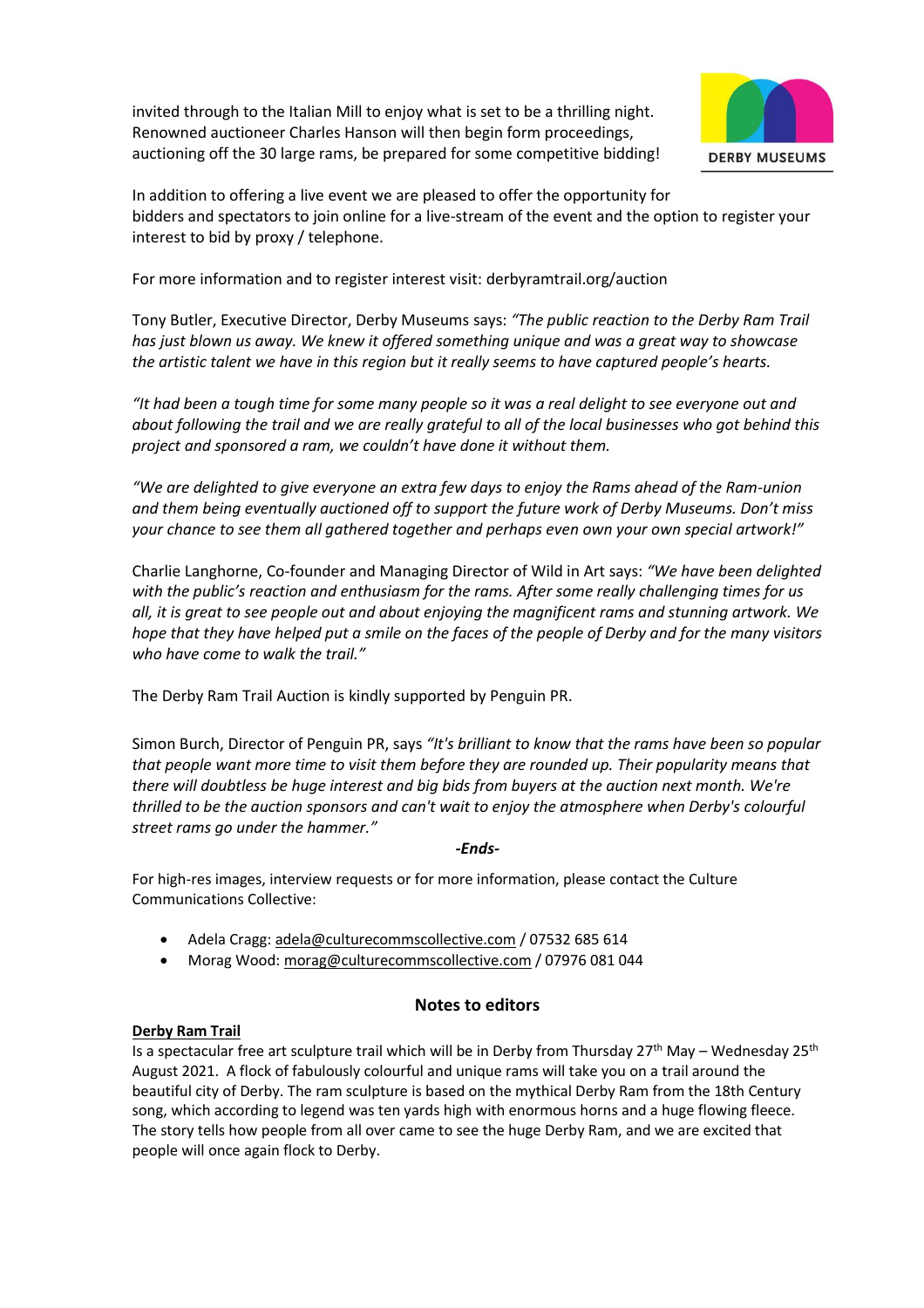invited through to the Italian Mill to enjoy what is set to be a thrilling night. Renowned auctioneer Charles Hanson will then begin form proceedings, auctioning off the 30 large rams, be prepared for some competitive bidding!

In addition to offering a live event we are pleased to offer the opportunity for bidders and spectators to join online for a live-stream of the event and the option to register your interest to bid by proxy / telephone.

For more information and to register interest visit: derbyramtrail.org/auction

Tony Butler, Executive Director, Derby Museums says: *"The public reaction to the Derby Ram Trail has just blown us away. We knew it offered something unique and was a great way to showcase the artistic talent we have in this region but it really seems to have captured people's hearts.*

*"It had been a tough time for some many people so it was a real delight to see everyone out and about following the trail and we are really grateful to all of the local businesses who got behind this project and sponsored a ram, we couldn't have done it without them.*

*"We are delighted to give everyone an extra few days to enjoy the Rams ahead of the Ram-union and them being eventually auctioned off to support the future work of Derby Museums. Don't miss your chance to see them all gathered together and perhaps even own your own special artwork!"*

Charlie Langhorne, Co-founder and Managing Director of Wild in Art says: *"We have been delighted with the public's reaction and enthusiasm for the rams. After some really challenging times for us all, it is great to see people out and about enjoying the magnificent rams and stunning artwork. We hope that they have helped put a smile on the faces of the people of Derby and for the many visitors who have come to walk the trail."*

The Derby Ram Trail Auction is kindly supported by Penguin PR.

Simon Burch, Director of Penguin PR, says *"It's brilliant to know that the rams have been so popular that people want more time to visit them before they are rounded up. Their popularity means that there will doubtless be huge interest and big bids from buyers at the auction next month. We're thrilled to be the auction sponsors and can't wait to enjoy the atmosphere when Derby's colourful street rams go under the hammer."*

***-Ends-***

For high-res images, interview requests or for more information, please contact the Culture Communications Collective:

- Adela Cragg: adela@culturecommscollective.com / 07532 685 614
- Morag Wood: morag@culturecommscollective.com / 07976 081 044

## Notes to editors

**Derby Ram Trail**

Is a spectacular free art sculpture trail which will be in Derby from Thursday 27th May – Wednesday 25th August 2021. A flock of fabulously colourful and unique rams will take you on a trail around the beautiful city of Derby. The ram sculpture is based on the mythical Derby Ram from the 18th Century song, which according to legend was ten yards high with enormous horns and a huge flowing fleece. The story tells how people from all over came to see the huge Derby Ram, and we are excited that people will once again flock to Derby.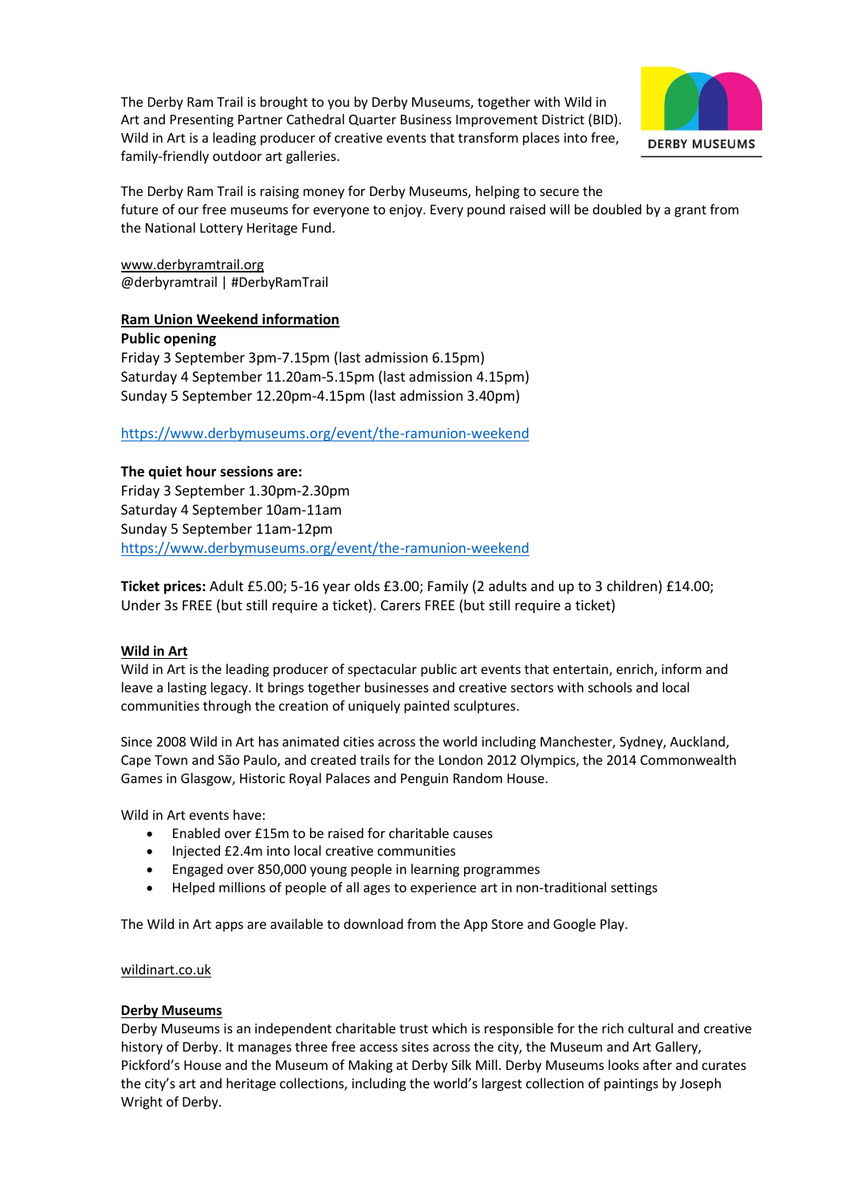The Derby Ram Trail is brought to you by Derby Museums, together with Wild in Art and Presenting Partner Cathedral Quarter Business Improvement District (BID). Wild in Art is a leading producer of creative events that transform places into free, family-friendly outdoor art galleries.

DERBY MUSEUMS

The Derby Ram Trail is raising money for Derby Museums, helping to secure the future of our free museums for everyone to enjoy. Every pound raised will be doubled by a grant from the National Lottery Heritage Fund.

www.derbyramtrail.org
@derbyramtrail | #DerbyRamTrail

## Ram Union Weekend information

**Public opening**
Friday 3 September 3pm-7.15pm (last admission 6.15pm)
Saturday 4 September 11.20am-5.15pm (last admission 4.15pm)
Sunday 5 September 12.20pm-4.15pm (last admission 3.40pm)

https://www.derbymuseums.org/event/the-ramunion-weekend

**The quiet hour sessions are:**
Friday 3 September 1.30pm-2.30pm
Saturday 4 September 10am-11am
Sunday 5 September 11am-12pm
https://www.derbymuseums.org/event/the-ramunion-weekend

**Ticket prices:** Adult £5.00; 5-16 year olds £3.00; Family (2 adults and up to 3 children) £14.00; Under 3s FREE (but still require a ticket). Carers FREE (but still require a ticket)

## Wild in Art

Wild in Art is the leading producer of spectacular public art events that entertain, enrich, inform and leave a lasting legacy. It brings together businesses and creative sectors with schools and local communities through the creation of uniquely painted sculptures.

Since 2008 Wild in Art has animated cities across the world including Manchester, Sydney, Auckland, Cape Town and São Paulo, and created trails for the London 2012 Olympics, the 2014 Commonwealth Games in Glasgow, Historic Royal Palaces and Penguin Random House.

Wild in Art events have:

- Enabled over £15m to be raised for charitable causes
- Injected £2.4m into local creative communities
- Engaged over 850,000 young people in learning programmes
- Helped millions of people of all ages to experience art in non-traditional settings

The Wild in Art apps are available to download from the App Store and Google Play.

wildinart.co.uk

## Derby Museums

Derby Museums is an independent charitable trust which is responsible for the rich cultural and creative history of Derby. It manages three free access sites across the city, the Museum and Art Gallery, Pickford's House and the Museum of Making at Derby Silk Mill. Derby Museums looks after and curates the city's art and heritage collections, including the world's largest collection of paintings by Joseph Wright of Derby.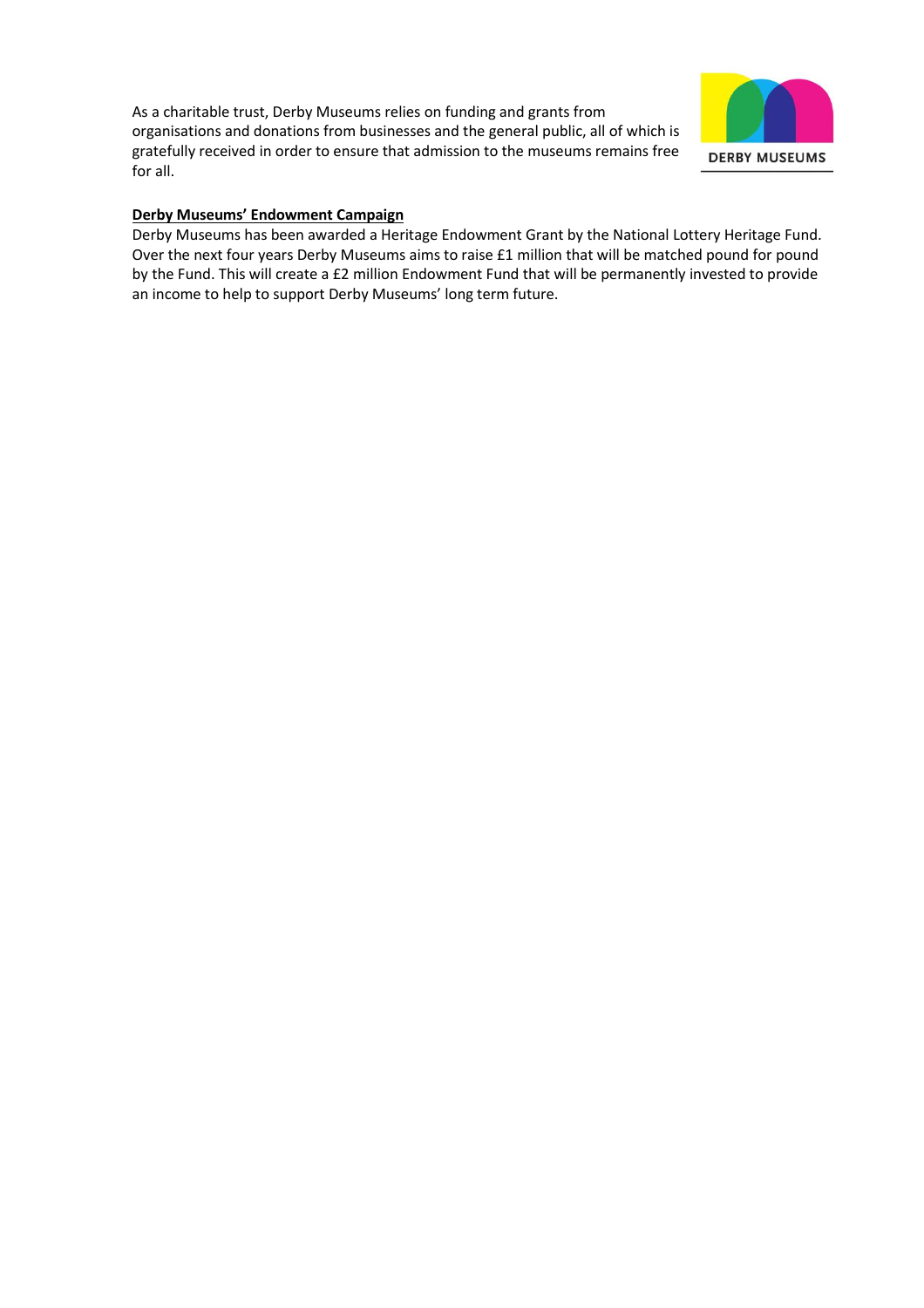As a charitable trust, Derby Museums relies on funding and grants from organisations and donations from businesses and the general public, all of which is gratefully received in order to ensure that admission to the museums remains free for all.

DERBY MUSEUMS

**Derby Museums' Endowment Campaign**

Derby Museums has been awarded a Heritage Endowment Grant by the National Lottery Heritage Fund. Over the next four years Derby Museums aims to raise £1 million that will be matched pound for pound by the Fund. This will create a £2 million Endowment Fund that will be permanently invested to provide an income to help to support Derby Museums' long term future.